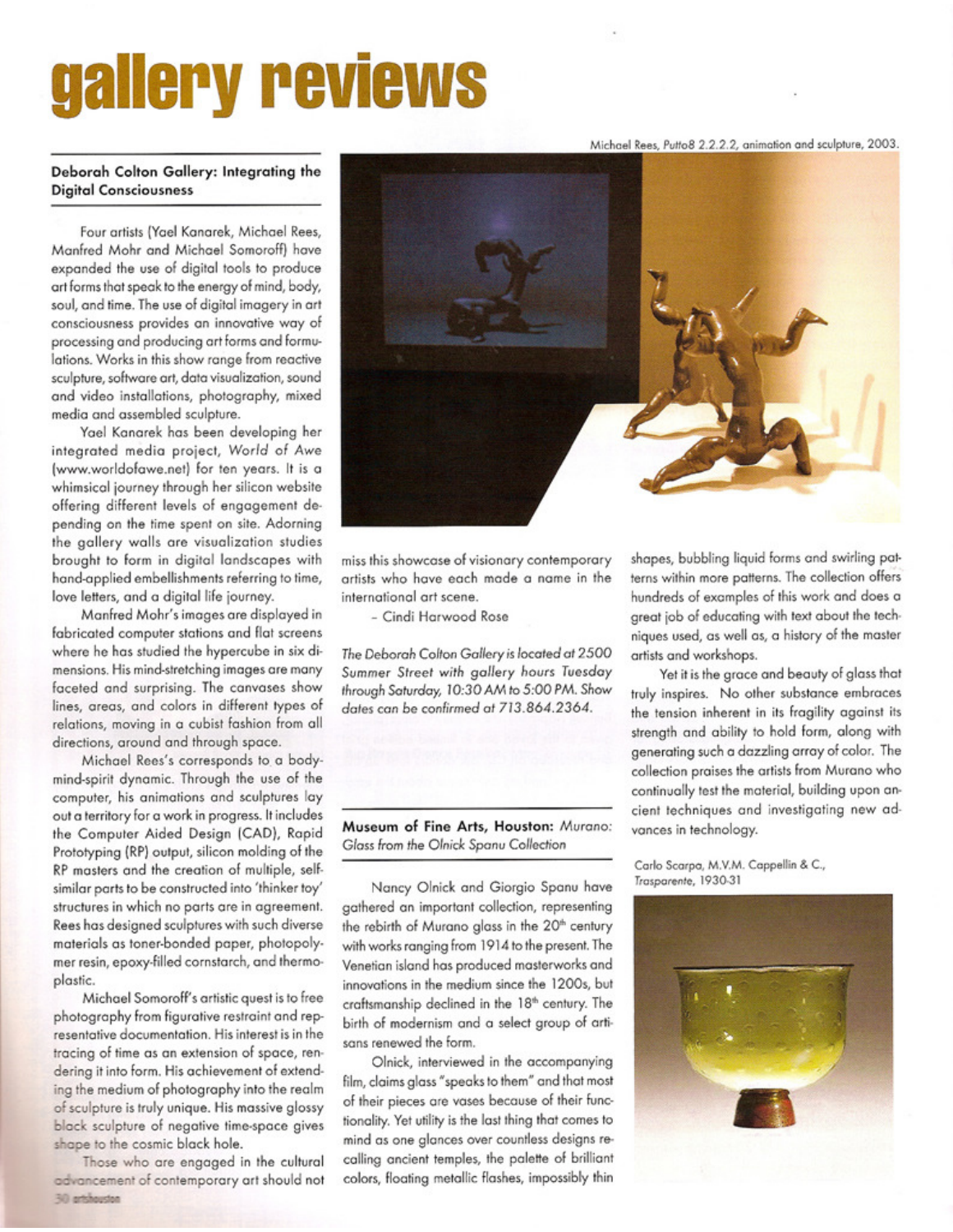# gallery reviews

## Deborah Colton Gallery: Integrating the Digital Consciousness

Four artists (Yael Kanarek, Michael Rees, Manfred Mohr and Michael Somoroff) have expanded the use of digital tools to produce art forms that speak to the energy of mind, body, soul, and time. The use of digital imagery in art consciousness provides an innovative way of processing and producing art forms and formulations. Works in this show range from reactive sculpture, software art, data visualization, sound and video installations, photography, mixed media and assembled sculpture.

Yael Kanarek has been developing her integrated media project, *World of Awe* (www.worldofawe.net) for ten years. It is a whimsical journey through her silicon website offering different levels of engagement depending on the time spent on site. Adorning the gallery walls are visualization studies brought to form in digital landscapes with hand-applied embellishments referring to time, love letters, and a digital life journey.

Manfred Mohr's images are displayed in fabricated computer stations and flat screens where he has studied the hypercube in six dimensions. His mind-stretching images are many faceted and surprising. The canvases show lines, areas, and colors in different types of relations, moving in a cubist fashion from all directions, around and through space.

Michael Rees's corresponds to a body-mind-spirit dynamic. Through the use of the computer, his animations and sculptures lay out a territory for a work in progress. It includes the Computer Aided Design (CAD), Rapid Prototyping (RP) output, silicon molding of the RP masters and the creation of multiple, self-similar parts to be constructed into 'thinker toy' structures in which no parts are in agreement. Rees has designed sculptures with such diverse materials as toner-bonded paper, photopolymer resin, epoxy-filled cornstarch, and thermoplastic.

Michael Somoroff's artistic quest is to free photography from figurative restraint and representative documentation. His interest is in the tracing of time as an extension of space, rendering it into form. His achievement of extending the medium of photography into the realm of sculpture is truly unique. His massive glossy black sculpture of negative time-space gives shape to the cosmic black hole.

Those who are engaged in the cultural advancement of contemporary art should not miss this showcase of visionary contemporary artists who have each made a name in the international art scene.

– Cindi Harwood Rose

*The Deborah Colton Gallery is located at 2500 Summer Street with gallery hours Tuesday through Saturday, 10:30 AM to 5:00 PM. Show dates can be confirmed at 713.864.2364.*

Michael Rees, *Putto8 2.2.2.2*, animation and sculpture, 2003.

## Museum of Fine Arts, Houston: *Murano: Glass from the Olnick Spanu Collection*

Nancy Olnick and Giorgio Spanu have gathered an important collection, representing the rebirth of Murano glass in the 20th century with works ranging from 1914 to the present. The Venetian island has produced masterworks and innovations in the medium since the 1200s, but craftsmanship declined in the 18th century. The birth of modernism and a select group of artisans renewed the form.

Olnick, interviewed in the accompanying film, claims glass "speaks to them" and that most of their pieces are vases because of their functionality. Yet utility is the last thing that comes to mind as one glances over countless designs recalling ancient temples, the palette of brilliant colors, floating metallic flashes, impossibly thin shapes, bubbling liquid forms and swirling patterns within more patterns. The collection offers hundreds of examples of this work and does a great job of educating with text about the techniques used, as well as, a history of the master artists and workshops.

Yet it is the grace and beauty of glass that truly inspires. No other substance embraces the tension inherent in its fragility against its strength and ability to hold form, along with generating such a dazzling array of color. The collection praises the artists from Murano who continually test the material, building upon ancient techniques and investigating new advances in technology.

Carlo Scarpa, M.V.M. Cappellin & C., *Trasparente*, 1930-31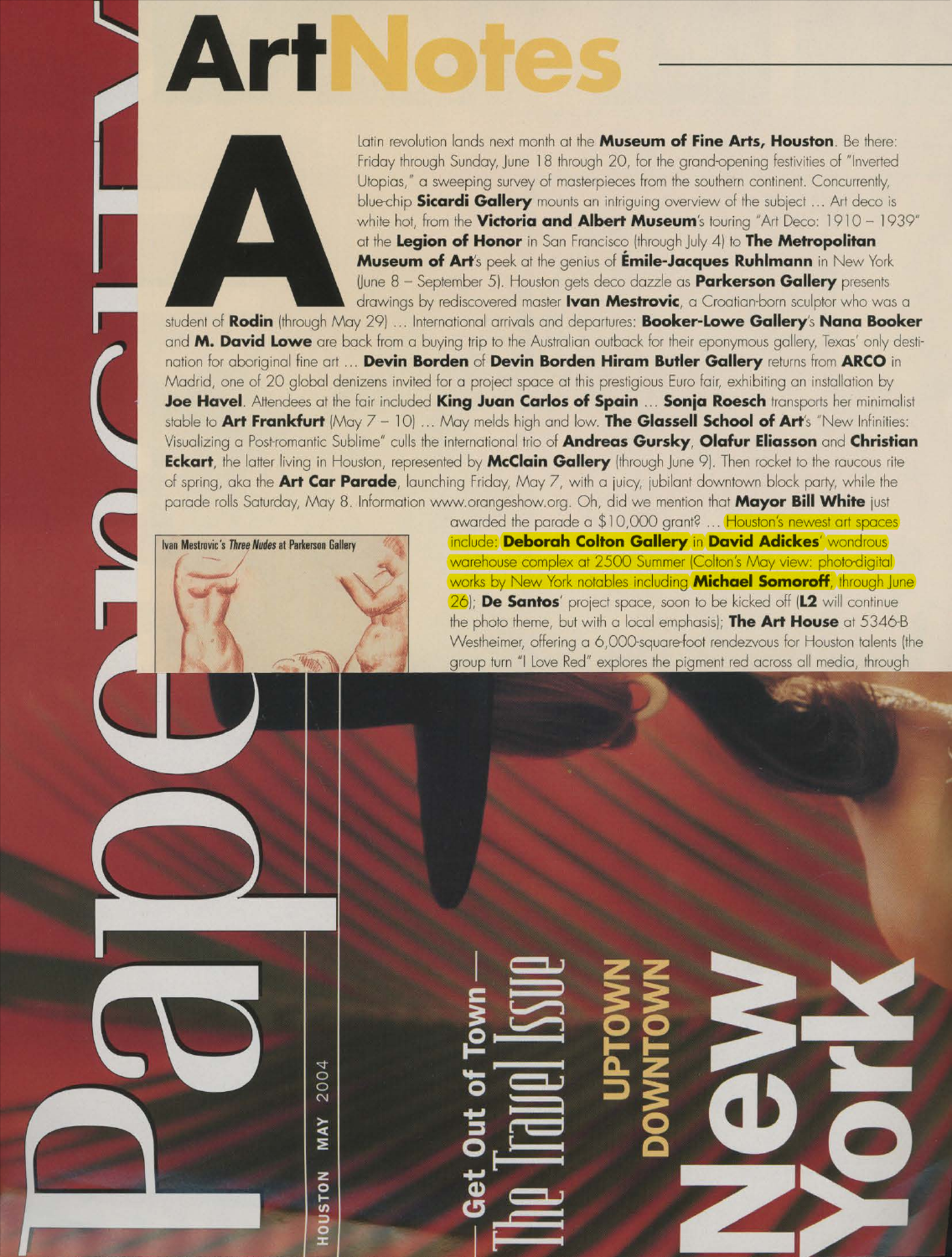# ArtNotes

**A**

Latin revolution lands next month at the **Museum of Fine Arts, Houston**. Be there: Friday through Sunday, June 18 through 20, for the grand-opening festivities of "Inverted Utopias," a sweeping survey of masterpieces from the southern continent. Concurrently, blue-chip **Sicardi Gallery** mounts an intriguing overview of the subject … Art deco is white hot, from the **Victoria and Albert Museum**'s touring "Art Deco: 1910 – 1939" at the **Legion of Honor** in San Francisco (through July 4) to **The Metropolitan Museum of Art**'s peek at the genius of **Émile-Jacques Ruhlmann** in New York (June 8 – September 5). Houston gets deco dazzle as **Parkerson Gallery** presents drawings by rediscovered master **Ivan Mestrovic**, a Croatian-born sculptor who was a student of **Rodin** (through May 29) … International arrivals and departures: **Booker-Lowe Gallery**'s **Nana Booker** and **M. David Lowe** are back from a buying trip to the Australian outback for their eponymous gallery, Texas' only destination for aboriginal fine art … **Devin Borden** of **Devin Borden Hiram Butler Gallery** returns from **ARCO** in Madrid, one of 20 global denizens invited for a project space at this prestigious Euro fair, exhibiting an installation by **Joe Havel**. Attendees at the fair included **King Juan Carlos of Spain** … **Sonja Roesch** transports her minimalist stable to **Art Frankfurt** (May 7 – 10) … May melds high and low. **The Glassell School of Art**'s "New Infinities: Visualizing a Post-romantic Sublime" culls the international trio of **Andreas Gursky**, **Olafur Eliasson** and **Christian Eckart**, the latter living in Houston, represented by **McClain Gallery** (through June 9). Then rocket to the raucous rite of spring, aka the **Art Car Parade**, launching Friday, May 7, with a juicy, jubilant downtown block party, while the parade rolls Saturday, May 8. Information www.orangeshow.org. Oh, did we mention that **Mayor Bill White** just awarded the parade a $10,000 grant? … Houston's newest art spaces include: **Deborah Colton Gallery** in **David Adickes**' wondrous warehouse complex at 2500 Summer (Colton's May view: photo-digital works by New York notables including **Michael Somoroff**, through June 26); **De Santos**' project space, soon to be kicked off (**L2** will continue the photo theme, but with a local emphasis); **The Art House** at 5346-B Westheimer, offering a 6,000-square-foot rendezvous for Houston talents (the group turn "I Love Red" explores the pigment red across all media, through

Ivan Mestrovic's *Three Nudes* at Parkerson Gallery

Paper City HOUSTON MAY 2004

Get Out of Town — The Travel Issue

UPTOWN DOWNTOWN New York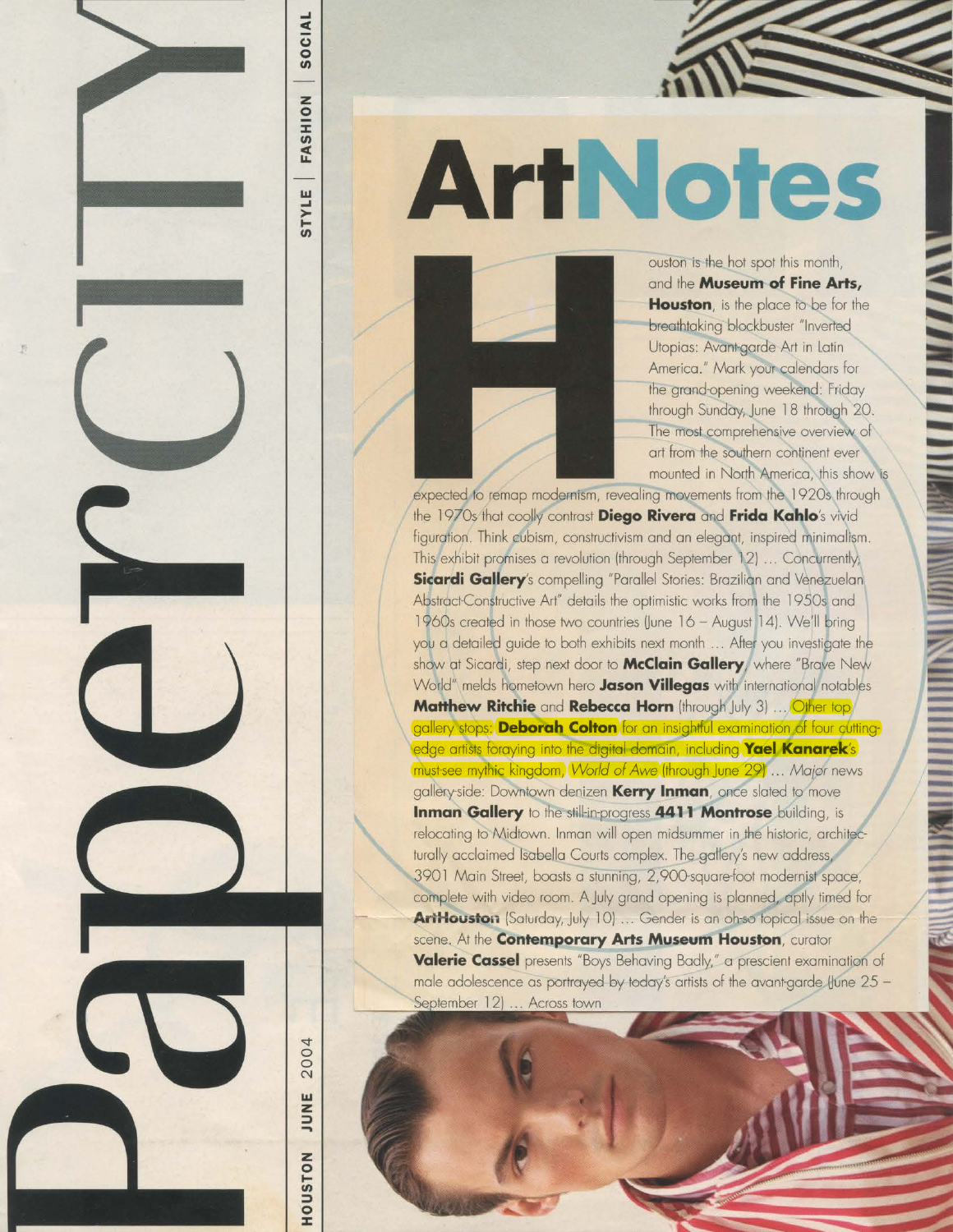PaperCity

HOUSTON JUNE 2004

STYLE | FASHION | SOCIAL

# ArtNotes

Houston is the hot spot this month, and the **Museum of Fine Arts, Houston**, is the place to be for the breathtaking blockbuster "Inverted Utopias: Avant-garde Art in Latin America." Mark your calendars for the grand-opening weekend: Friday through Sunday, June 18 through 20. The most comprehensive overview of art from the southern continent ever mounted in North America, this show is expected to remap modernism, revealing movements from the 1920s through the 1970s that coolly contrast **Diego Rivera** and **Frida Kahlo**'s vivid figuration. Think cubism, constructivism and an elegant, inspired minimalism. This exhibit promises a revolution (through September 12) ... Concurrently, **Sicardi Gallery**'s compelling "Parallel Stories: Brazilian and Venezuelan Abstract-Constructive Art" details the optimistic works from the 1950s and 1960s created in those two countries (June 16 – August 14). We'll bring you a detailed guide to both exhibits next month ... After you investigate the show at Sicardi, step next door to **McClain Gallery**, where "Brave New World" melds hometown hero **Jason Villegas** with international notables **Matthew Ritchie** and **Rebecca Horn** (through July 3) ... Other top gallery stops: **Deborah Colton** for an insightful examination of four cutting-edge artists foraying into the digital domain, including **Yael Kanarek**'s must-see mythic kingdom, *World of Awe* (through June 29) ... *Major* news gallery-side: Downtown denizen **Kerry Inman**, once slated to move **Inman Gallery** to the still-in-progress **4411 Montrose** building, is relocating to Midtown. Inman will open midsummer in the historic, architecturally acclaimed Isabella Courts complex. The gallery's new address, 3901 Main Street, boasts a stunning, 2,900-square-foot modernist space, complete with video room. A July grand opening is planned, aptly timed for **ArtHouston** (Saturday, July 10) ... Gender is an oh-so topical issue on the scene. At the **Contemporary Arts Museum Houston**, curator **Valerie Cassel** presents "Boys Behaving Badly," a prescient examination of male adolescence as portrayed by today's artists of the avant-garde (June 25 – September 12) ... Across town